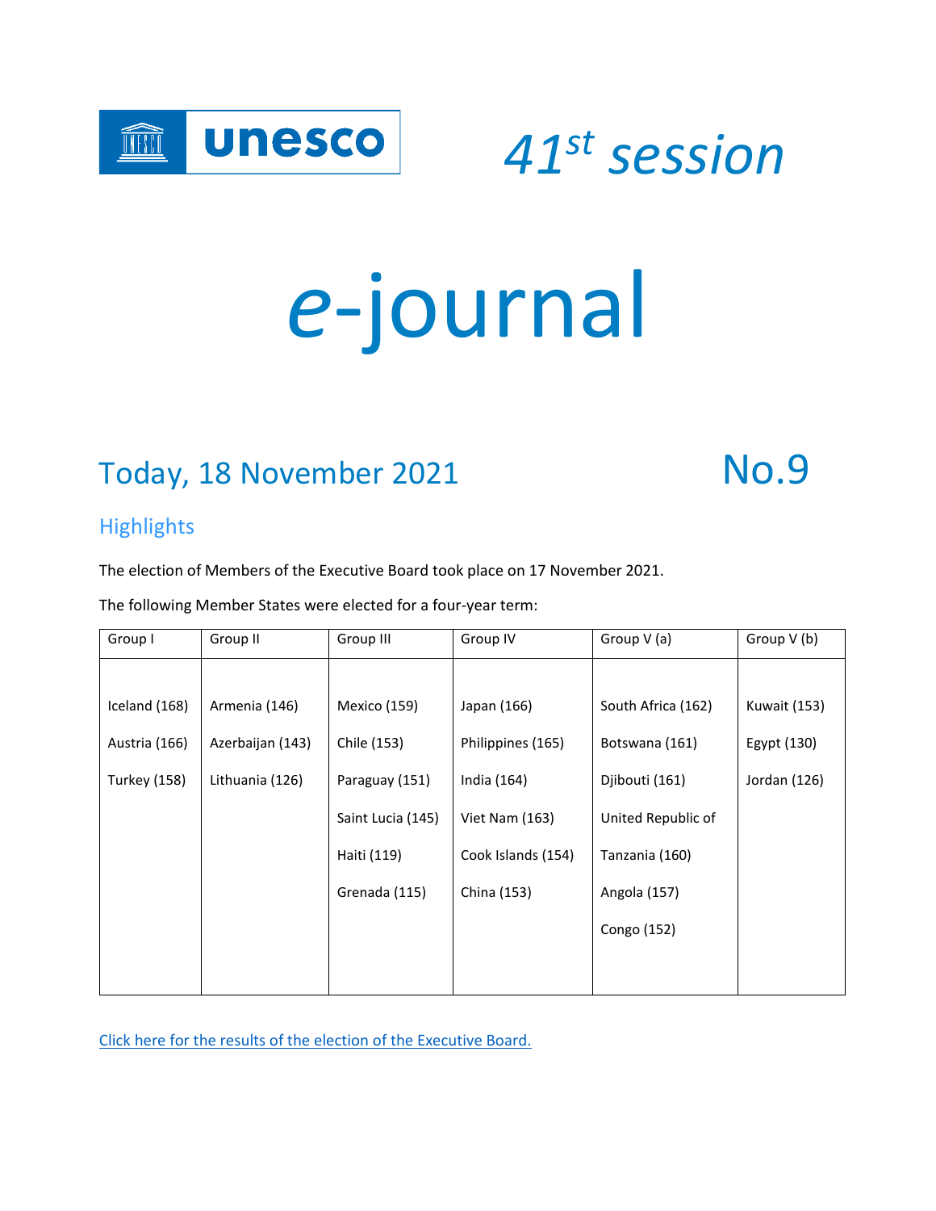unesco

*41st session*

# *e*-journal

## Today, 18 November 2021

## No.9

### Highlights

The election of Members of the Executive Board took place on 17 November 2021.

The following Member States were elected for a four-year term:

| Group I | Group II | Group III | Group IV | Group V (a) | Group V (b) |
|---|---|---|---|---|---|
| Iceland (168) | Armenia (146) | Mexico (159) | Japan (166) | South Africa (162) | Kuwait (153) |
| Austria (166) | Azerbaijan (143) | Chile (153) | Philippines (165) | Botswana (161) | Egypt (130) |
| Turkey (158) | Lithuania (126) | Paraguay (151) | India (164) | Djibouti (161) | Jordan (126) |
| | | Saint Lucia (145) | Viet Nam (163) | United Republic of Tanzania (160) | |
| | | Haiti (119) | Cook Islands (154) | Angola (157) | |
| | | Grenada (115) | China (153) | Congo (152) | |

[Click here for the results of the election of the Executive Board.]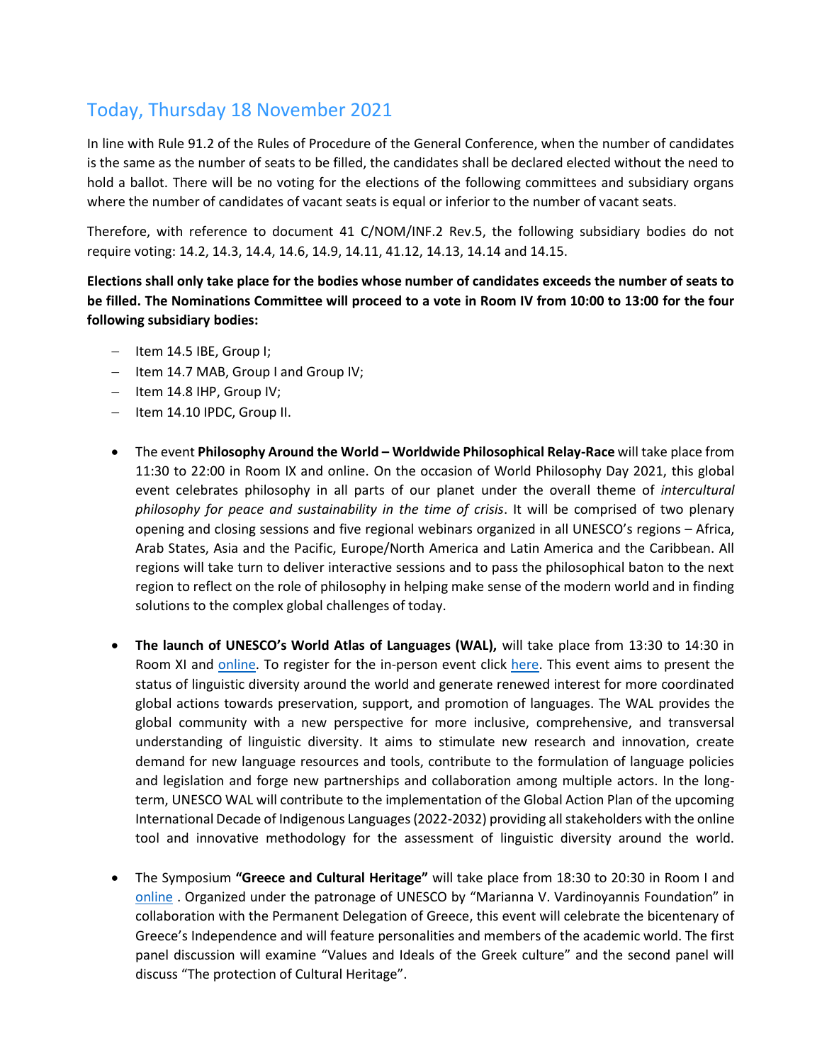## Today, Thursday 18 November 2021

In line with Rule 91.2 of the Rules of Procedure of the General Conference, when the number of candidates is the same as the number of seats to be filled, the candidates shall be declared elected without the need to hold a ballot. There will be no voting for the elections of the following committees and subsidiary organs where the number of candidates of vacant seats is equal or inferior to the number of vacant seats.

Therefore, with reference to document 41 C/NOM/INF.2 Rev.5, the following subsidiary bodies do not require voting: 14.2, 14.3, 14.4, 14.6, 14.9, 14.11, 41.12, 14.13, 14.14 and 14.15.

**Elections shall only take place for the bodies whose number of candidates exceeds the number of seats to be filled. The Nominations Committee will proceed to a vote in Room IV from 10:00 to 13:00 for the four following subsidiary bodies:**

- Item 14.5 IBE, Group I;
- Item 14.7 MAB, Group I and Group IV;
- Item 14.8 IHP, Group IV;
- Item 14.10 IPDC, Group II.

- The event **Philosophy Around the World – Worldwide Philosophical Relay-Race** will take place from 11:30 to 22:00 in Room IX and online. On the occasion of World Philosophy Day 2021, this global event celebrates philosophy in all parts of our planet under the overall theme of *intercultural philosophy for peace and sustainability in the time of crisis*. It will be comprised of two plenary opening and closing sessions and five regional webinars organized in all UNESCO's regions – Africa, Arab States, Asia and the Pacific, Europe/North America and Latin America and the Caribbean. All regions will take turn to deliver interactive sessions and to pass the philosophical baton to the next region to reflect on the role of philosophy in helping make sense of the modern world and in finding solutions to the complex global challenges of today.

- **The launch of UNESCO's World Atlas of Languages (WAL),** will take place from 13:30 to 14:30 in Room XI and online. To register for the in-person event click here. This event aims to present the status of linguistic diversity around the world and generate renewed interest for more coordinated global actions towards preservation, support, and promotion of languages. The WAL provides the global community with a new perspective for more inclusive, comprehensive, and transversal understanding of linguistic diversity. It aims to stimulate new research and innovation, create demand for new language resources and tools, contribute to the formulation of language policies and legislation and forge new partnerships and collaboration among multiple actors. In the long-term, UNESCO WAL will contribute to the implementation of the Global Action Plan of the upcoming International Decade of Indigenous Languages (2022-2032) providing all stakeholders with the online tool and innovative methodology for the assessment of linguistic diversity around the world.

- The Symposium **"Greece and Cultural Heritage"** will take place from 18:30 to 20:30 in Room I and online . Organized under the patronage of UNESCO by "Marianna V. Vardinoyannis Foundation" in collaboration with the Permanent Delegation of Greece, this event will celebrate the bicentenary of Greece's Independence and will feature personalities and members of the academic world. The first panel discussion will examine "Values and Ideals of the Greek culture" and the second panel will discuss "The protection of Cultural Heritage".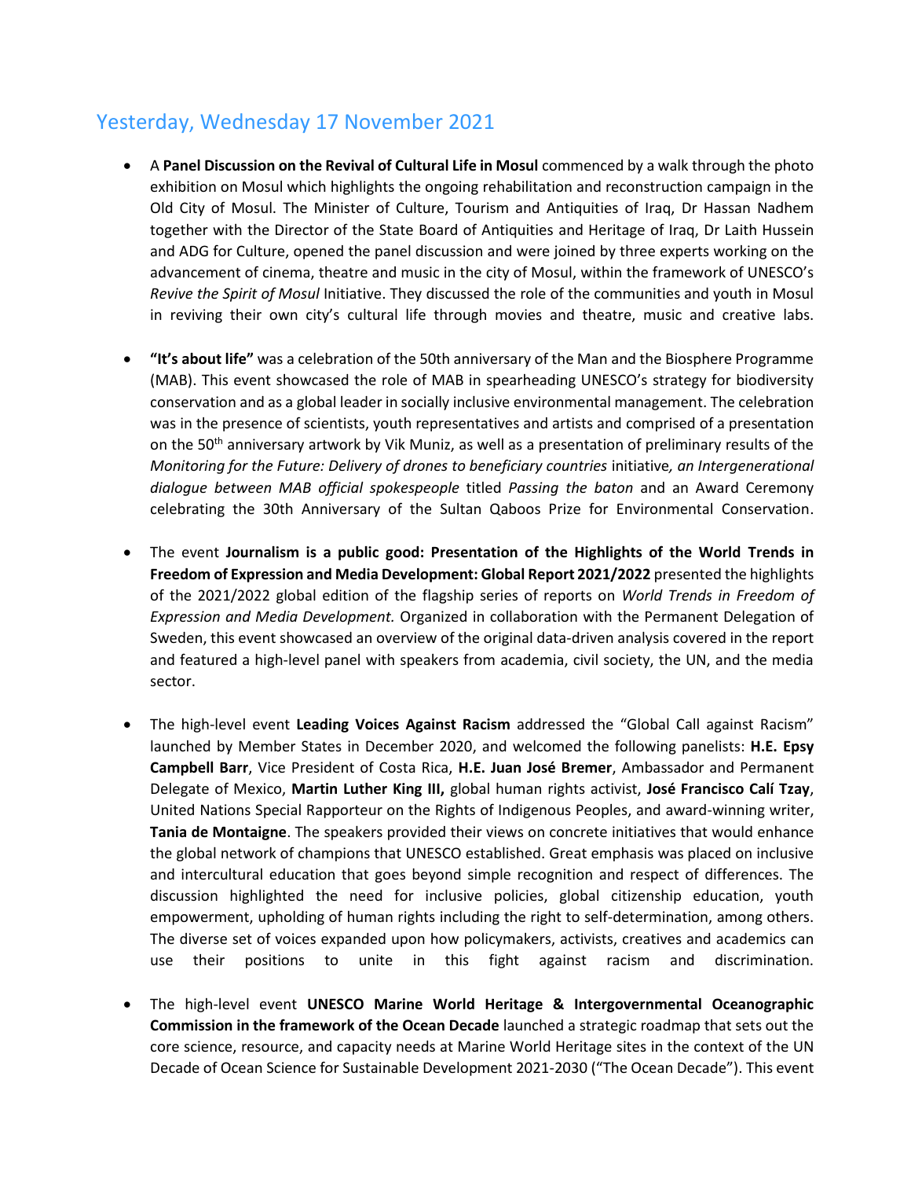## Yesterday, Wednesday 17 November 2021

- A **Panel Discussion on the Revival of Cultural Life in Mosul** commenced by a walk through the photo exhibition on Mosul which highlights the ongoing rehabilitation and reconstruction campaign in the Old City of Mosul. The Minister of Culture, Tourism and Antiquities of Iraq, Dr Hassan Nadhem together with the Director of the State Board of Antiquities and Heritage of Iraq, Dr Laith Hussein and ADG for Culture, opened the panel discussion and were joined by three experts working on the advancement of cinema, theatre and music in the city of Mosul, within the framework of UNESCO's *Revive the Spirit of Mosul* Initiative. They discussed the role of the communities and youth in Mosul in reviving their own city's cultural life through movies and theatre, music and creative labs.

- **"It's about life"** was a celebration of the 50th anniversary of the Man and the Biosphere Programme (MAB). This event showcased the role of MAB in spearheading UNESCO's strategy for biodiversity conservation and as a global leader in socially inclusive environmental management. The celebration was in the presence of scientists, youth representatives and artists and comprised of a presentation on the 50th anniversary artwork by Vik Muniz, as well as a presentation of preliminary results of the *Monitoring for the Future: Delivery of drones to beneficiary countries* initiative*, an Intergenerational dialogue between MAB official spokespeople* titled *Passing the baton* and an Award Ceremony celebrating the 30th Anniversary of the Sultan Qaboos Prize for Environmental Conservation.

- The event **Journalism is a public good: Presentation of the Highlights of the World Trends in Freedom of Expression and Media Development: Global Report 2021/2022** presented the highlights of the 2021/2022 global edition of the flagship series of reports on *World Trends in Freedom of Expression and Media Development.* Organized in collaboration with the Permanent Delegation of Sweden, this event showcased an overview of the original data-driven analysis covered in the report and featured a high-level panel with speakers from academia, civil society, the UN, and the media sector.

- The high-level event **Leading Voices Against Racism** addressed the "Global Call against Racism" launched by Member States in December 2020, and welcomed the following panelists: **H.E. Epsy Campbell Barr**, Vice President of Costa Rica, **H.E. Juan José Bremer**, Ambassador and Permanent Delegate of Mexico, **Martin Luther King III,** global human rights activist, **José Francisco Calí Tzay**, United Nations Special Rapporteur on the Rights of Indigenous Peoples, and award-winning writer, **Tania de Montaigne**. The speakers provided their views on concrete initiatives that would enhance the global network of champions that UNESCO established. Great emphasis was placed on inclusive and intercultural education that goes beyond simple recognition and respect of differences. The discussion highlighted the need for inclusive policies, global citizenship education, youth empowerment, upholding of human rights including the right to self-determination, among others. The diverse set of voices expanded upon how policymakers, activists, creatives and academics can use their positions to unite in this fight against racism and discrimination.

- The high-level event **UNESCO Marine World Heritage & Intergovernmental Oceanographic Commission in the framework of the Ocean Decade** launched a strategic roadmap that sets out the core science, resource, and capacity needs at Marine World Heritage sites in the context of the UN Decade of Ocean Science for Sustainable Development 2021-2030 ("The Ocean Decade"). This event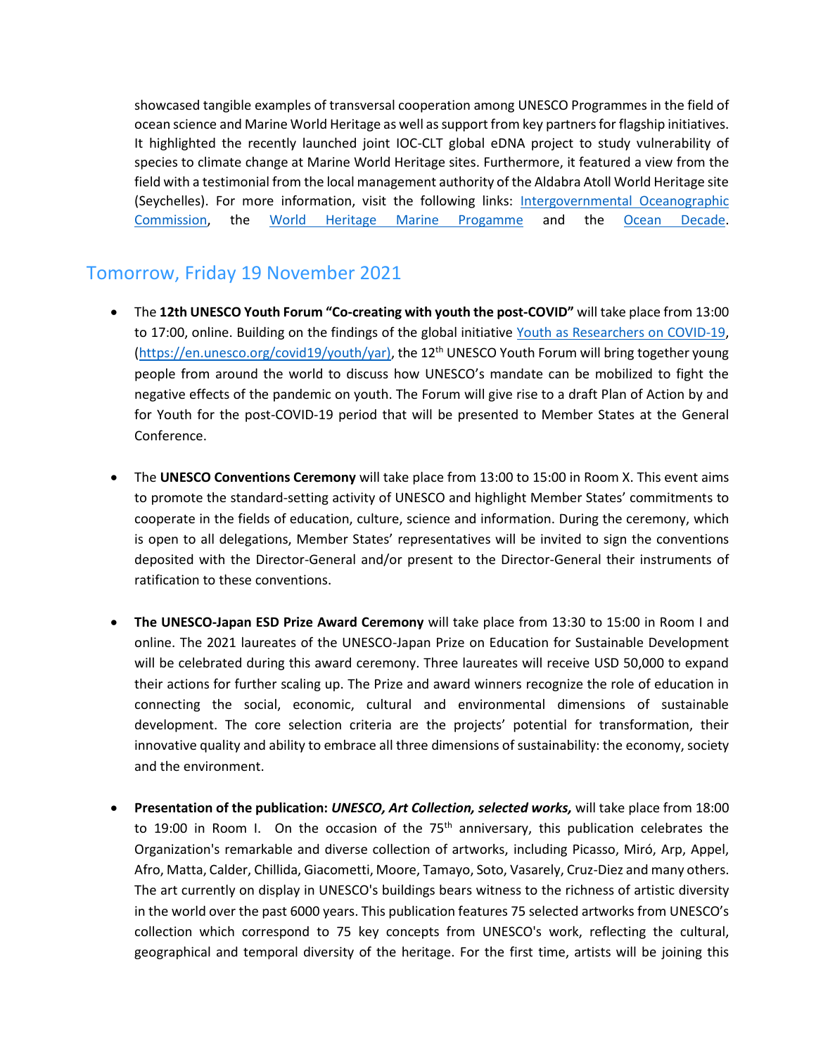showcased tangible examples of transversal cooperation among UNESCO Programmes in the field of ocean science and Marine World Heritage as well as support from key partners for flagship initiatives. It highlighted the recently launched joint IOC-CLT global eDNA project to study vulnerability of species to climate change at Marine World Heritage sites. Furthermore, it featured a view from the field with a testimonial from the local management authority of the Aldabra Atoll World Heritage site (Seychelles). For more information, visit the following links: Intergovernmental Oceanographic Commission, the World Heritage Marine Progamme and the Ocean Decade.

## Tomorrow, Friday 19 November 2021

- The **12th UNESCO Youth Forum "Co-creating with youth the post-COVID"** will take place from 13:00 to 17:00, online. Building on the findings of the global initiative Youth as Researchers on COVID-19, (https://en.unesco.org/covid19/youth/yar), the 12th UNESCO Youth Forum will bring together young people from around the world to discuss how UNESCO's mandate can be mobilized to fight the negative effects of the pandemic on youth. The Forum will give rise to a draft Plan of Action by and for Youth for the post-COVID-19 period that will be presented to Member States at the General Conference.

- The **UNESCO Conventions Ceremony** will take place from 13:00 to 15:00 in Room X. This event aims to promote the standard-setting activity of UNESCO and highlight Member States' commitments to cooperate in the fields of education, culture, science and information. During the ceremony, which is open to all delegations, Member States' representatives will be invited to sign the conventions deposited with the Director-General and/or present to the Director-General their instruments of ratification to these conventions.

- **The UNESCO-Japan ESD Prize Award Ceremony** will take place from 13:30 to 15:00 in Room I and online. The 2021 laureates of the UNESCO-Japan Prize on Education for Sustainable Development will be celebrated during this award ceremony. Three laureates will receive USD 50,000 to expand their actions for further scaling up. The Prize and award winners recognize the role of education in connecting the social, economic, cultural and environmental dimensions of sustainable development. The core selection criteria are the projects' potential for transformation, their innovative quality and ability to embrace all three dimensions of sustainability: the economy, society and the environment.

- **Presentation of the publication: *UNESCO, Art Collection, selected works,*** will take place from 18:00 to 19:00 in Room I. On the occasion of the 75th anniversary, this publication celebrates the Organization's remarkable and diverse collection of artworks, including Picasso, Miró, Arp, Appel, Afro, Matta, Calder, Chillida, Giacometti, Moore, Tamayo, Soto, Vasarely, Cruz-Diez and many others. The art currently on display in UNESCO's buildings bears witness to the richness of artistic diversity in the world over the past 6000 years. This publication features 75 selected artworks from UNESCO's collection which correspond to 75 key concepts from UNESCO's work, reflecting the cultural, geographical and temporal diversity of the heritage. For the first time, artists will be joining this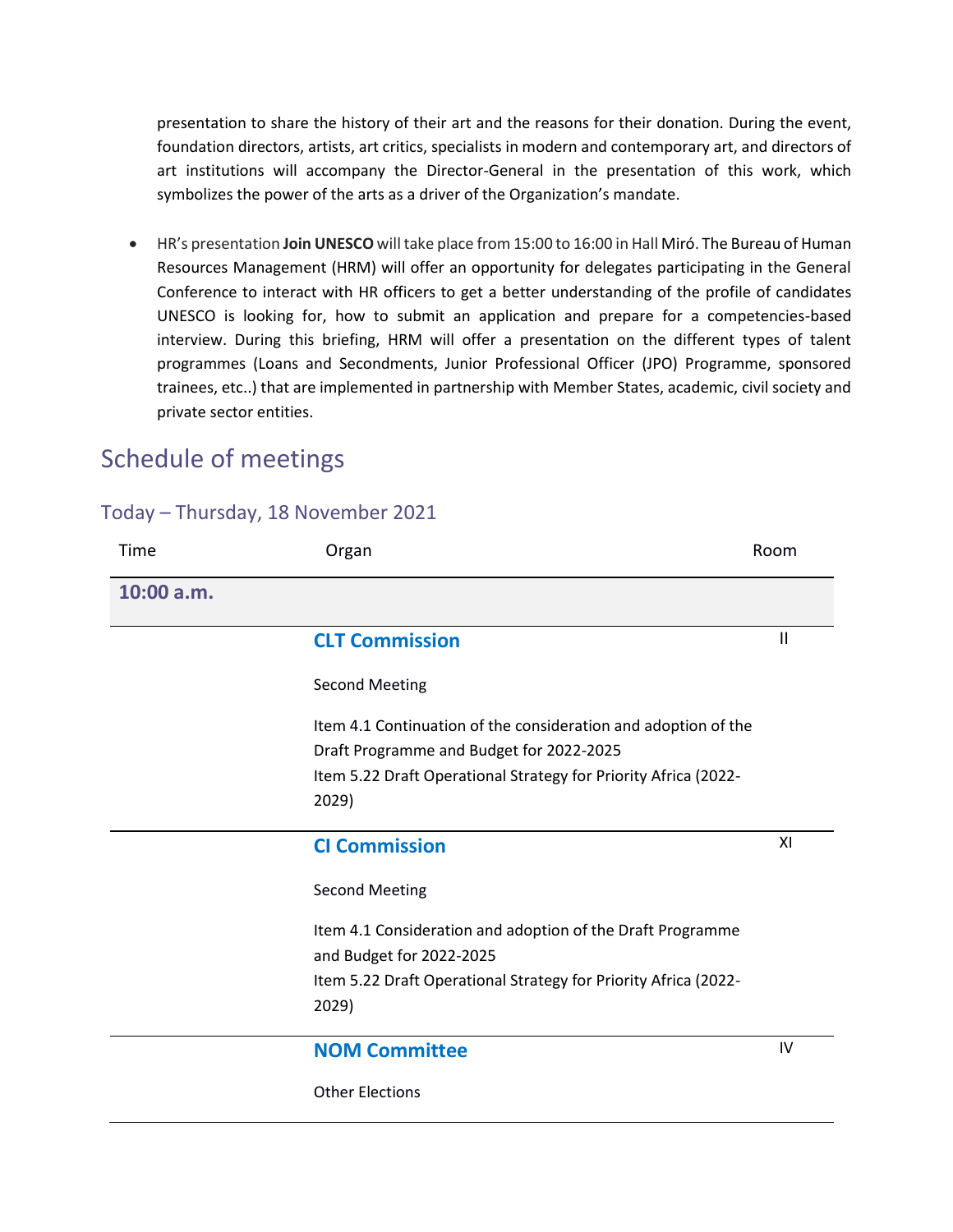presentation to share the history of their art and the reasons for their donation. During the event, foundation directors, artists, art critics, specialists in modern and contemporary art, and directors of art institutions will accompany the Director-General in the presentation of this work, which symbolizes the power of the arts as a driver of the Organization's mandate.

- HR's presentation **Join UNESCO** will take place from 15:00 to 16:00 in Hall Miró. The Bureau of Human Resources Management (HRM) will offer an opportunity for delegates participating in the General Conference to interact with HR officers to get a better understanding of the profile of candidates UNESCO is looking for, how to submit an application and prepare for a competencies-based interview. During this briefing, HRM will offer a presentation on the different types of talent programmes (Loans and Secondments, Junior Professional Officer (JPO) Programme, sponsored trainees, etc..) that are implemented in partnership with Member States, academic, civil society and private sector entities.

# Schedule of meetings

## Today – Thursday, 18 November 2021

| Time | Organ | Room |
|---|---|---|
| **10:00 a.m.** | | |
| | **CLT Commission**<br><br>Second Meeting<br><br>Item 4.1 Continuation of the consideration and adoption of the Draft Programme and Budget for 2022-2025<br>Item 5.22 Draft Operational Strategy for Priority Africa (2022-2029) | II |
| | **CI Commission**<br><br>Second Meeting<br><br>Item 4.1 Consideration and adoption of the Draft Programme and Budget for 2022-2025<br>Item 5.22 Draft Operational Strategy for Priority Africa (2022-2029) | XI |
| | **NOM Committee**<br><br>Other Elections | IV |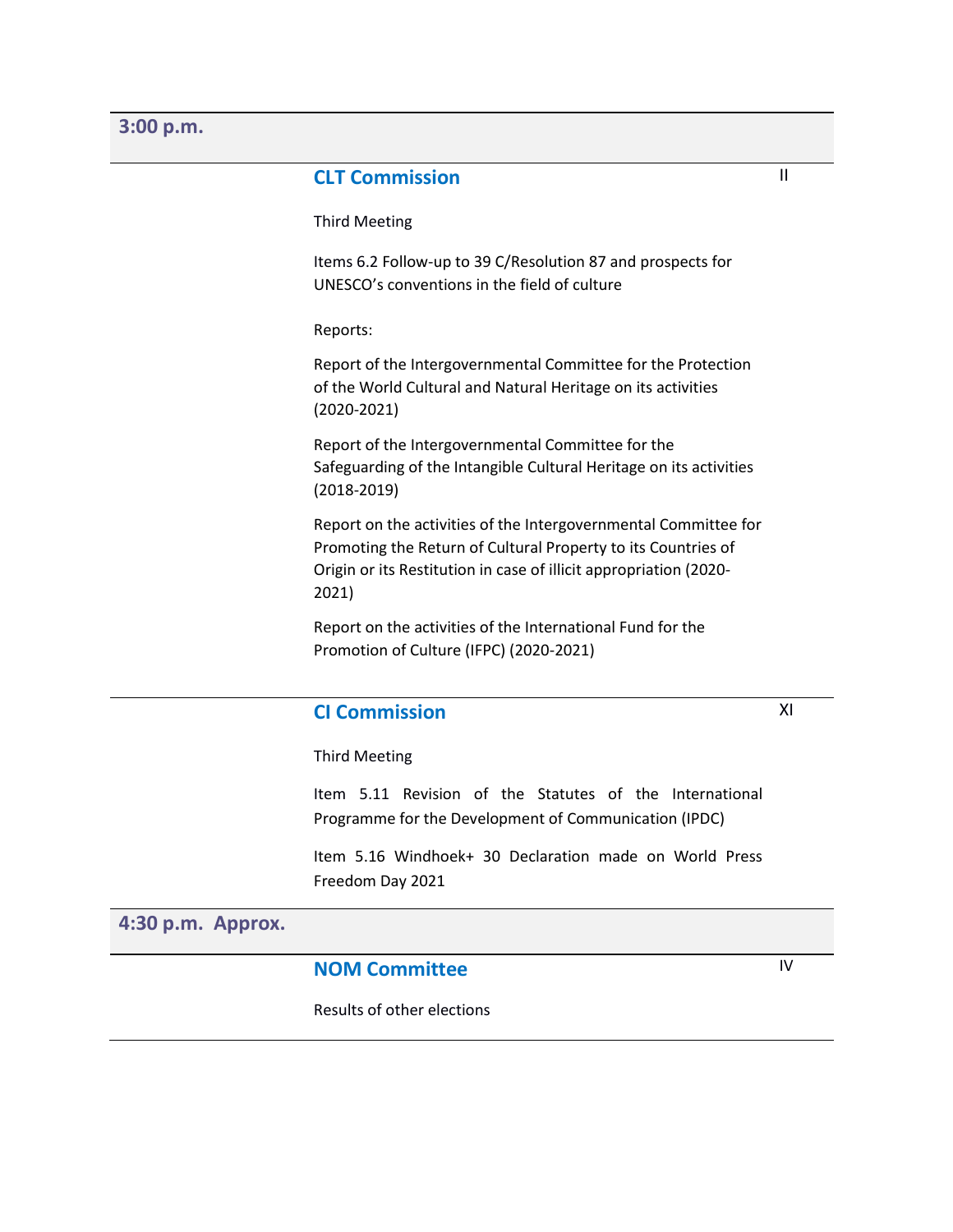## 3:00 p.m.

### CLT Commission — II

Third Meeting

Items 6.2 Follow-up to 39 C/Resolution 87 and prospects for UNESCO's conventions in the field of culture

Reports:

Report of the Intergovernmental Committee for the Protection of the World Cultural and Natural Heritage on its activities (2020-2021)

Report of the Intergovernmental Committee for the Safeguarding of the Intangible Cultural Heritage on its activities (2018-2019)

Report on the activities of the Intergovernmental Committee for Promoting the Return of Cultural Property to its Countries of Origin or its Restitution in case of illicit appropriation (2020-2021)

Report on the activities of the International Fund for the Promotion of Culture (IFPC) (2020-2021)

### CI Commission — XI

Third Meeting

Item 5.11 Revision of the Statutes of the International Programme for the Development of Communication (IPDC)

Item 5.16 Windhoek+ 30 Declaration made on World Press Freedom Day 2021

## 4:30 p.m. Approx.

### NOM Committee — IV

Results of other elections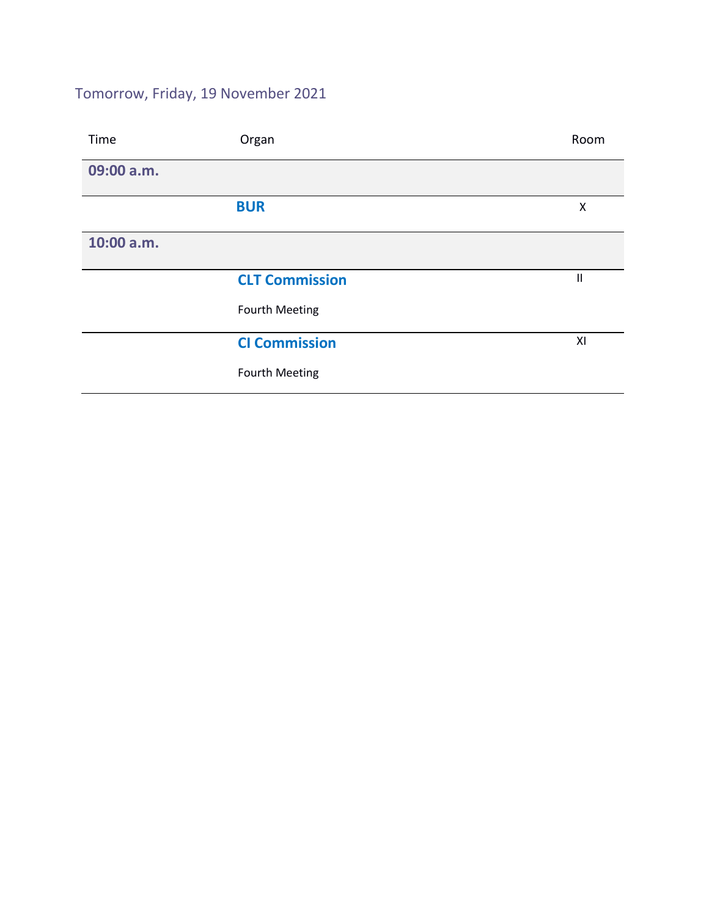## Tomorrow, Friday, 19 November 2021

| Time | Organ | Room |
|---|---|---|
| **09:00 a.m.** | | |
| | **BUR** | X |
| **10:00 a.m.** | | |
| | **CLT Commission**<br>Fourth Meeting | II |
| | **CI Commission**<br>Fourth Meeting | XI |